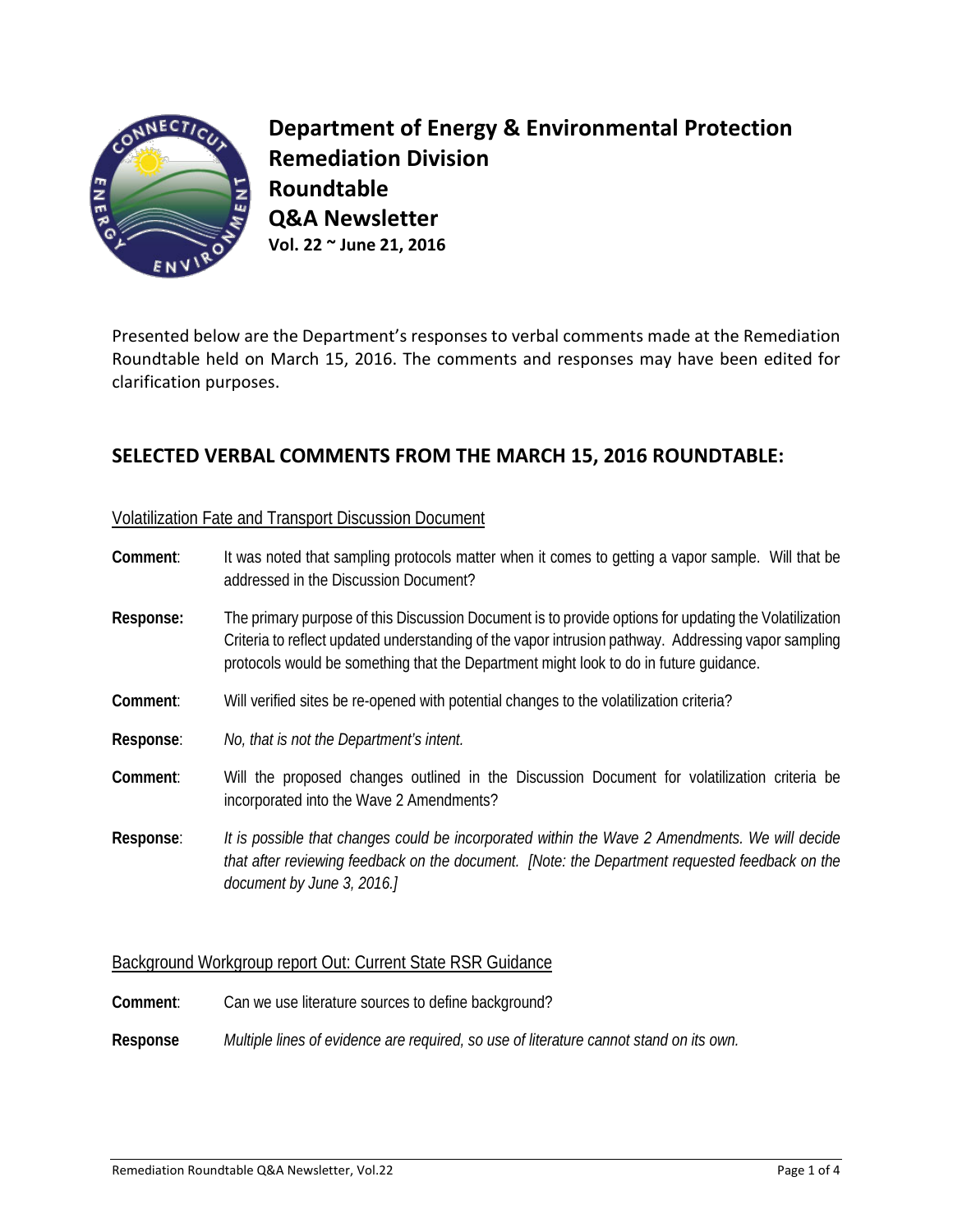# Department of Energy & Environmental Protection
# Remediation Division
# Roundtable
# Q&A Newsletter
**Vol. 22 ~ June 21, 2016**

Presented below are the Department's responses to verbal comments made at the Remediation Roundtable held on March 15, 2016. The comments and responses may have been edited for clarification purposes.

## SELECTED VERBAL COMMENTS FROM THE MARCH 15, 2016 ROUNDTABLE:

### Volatilization Fate and Transport Discussion Document

**Comment**: It was noted that sampling protocols matter when it comes to getting a vapor sample. Will that be addressed in the Discussion Document?

**Response:** The primary purpose of this Discussion Document is to provide options for updating the Volatilization Criteria to reflect updated understanding of the vapor intrusion pathway. Addressing vapor sampling protocols would be something that the Department might look to do in future guidance.

**Comment**: Will verified sites be re-opened with potential changes to the volatilization criteria?

**Response**: *No, that is not the Department's intent.*

**Comment**: Will the proposed changes outlined in the Discussion Document for volatilization criteria be incorporated into the Wave 2 Amendments?

**Response**: *It is possible that changes could be incorporated within the Wave 2 Amendments. We will decide that after reviewing feedback on the document. [Note: the Department requested feedback on the document by June 3, 2016.]*

### Background Workgroup report Out: Current State RSR Guidance

**Comment**: Can we use literature sources to define background?

**Response** *Multiple lines of evidence are required, so use of literature cannot stand on its own.*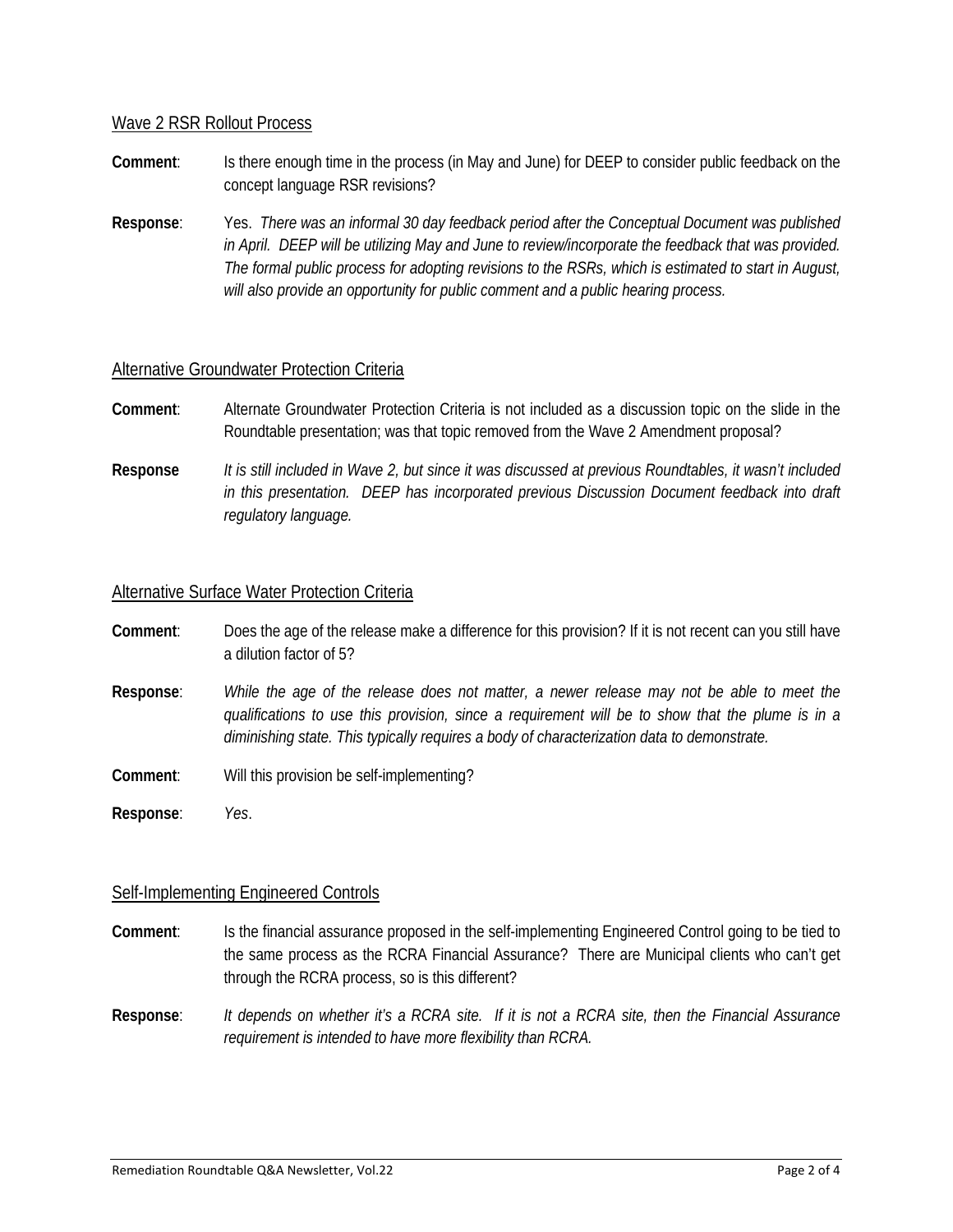## Wave 2 RSR Rollout Process

**Comment**: Is there enough time in the process (in May and June) for DEEP to consider public feedback on the concept language RSR revisions?

**Response**: Yes. *There was an informal 30 day feedback period after the Conceptual Document was published in April. DEEP will be utilizing May and June to review/incorporate the feedback that was provided. The formal public process for adopting revisions to the RSRs, which is estimated to start in August, will also provide an opportunity for public comment and a public hearing process.*

## Alternative Groundwater Protection Criteria

**Comment**: Alternate Groundwater Protection Criteria is not included as a discussion topic on the slide in the Roundtable presentation; was that topic removed from the Wave 2 Amendment proposal?

**Response** *It is still included in Wave 2, but since it was discussed at previous Roundtables, it wasn't included in this presentation. DEEP has incorporated previous Discussion Document feedback into draft regulatory language.*

## Alternative Surface Water Protection Criteria

**Comment**: Does the age of the release make a difference for this provision? If it is not recent can you still have a dilution factor of 5?

**Response**: *While the age of the release does not matter, a newer release may not be able to meet the qualifications to use this provision, since a requirement will be to show that the plume is in a diminishing state. This typically requires a body of characterization data to demonstrate.*

**Comment**: Will this provision be self-implementing?

**Response**: *Yes*.

## Self-Implementing Engineered Controls

**Comment**: Is the financial assurance proposed in the self-implementing Engineered Control going to be tied to the same process as the RCRA Financial Assurance? There are Municipal clients who can't get through the RCRA process, so is this different?

**Response**: *It depends on whether it's a RCRA site. If it is not a RCRA site, then the Financial Assurance requirement is intended to have more flexibility than RCRA.*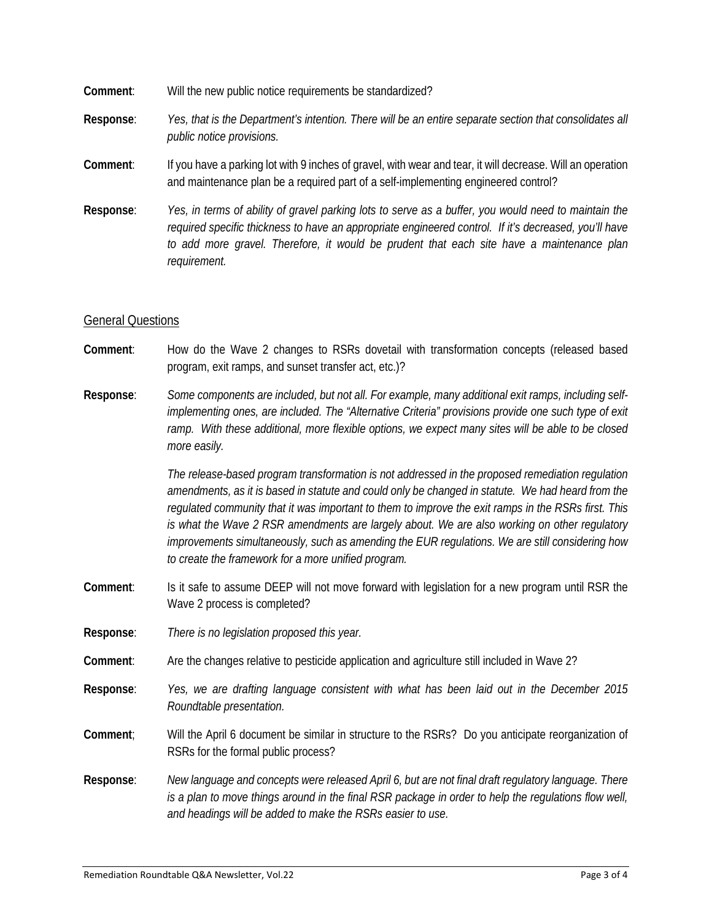**Comment**: Will the new public notice requirements be standardized?

**Response**: *Yes, that is the Department's intention. There will be an entire separate section that consolidates all public notice provisions.*

**Comment**: If you have a parking lot with 9 inches of gravel, with wear and tear, it will decrease. Will an operation and maintenance plan be a required part of a self-implementing engineered control?

**Response**: *Yes, in terms of ability of gravel parking lots to serve as a buffer, you would need to maintain the required specific thickness to have an appropriate engineered control. If it's decreased, you'll have to add more gravel. Therefore, it would be prudent that each site have a maintenance plan requirement.*

<u>General Questions</u>

**Comment**: How do the Wave 2 changes to RSRs dovetail with transformation concepts (released based program, exit ramps, and sunset transfer act, etc.)?

**Response**: *Some components are included, but not all. For example, many additional exit ramps, including self-implementing ones, are included. The "Alternative Criteria" provisions provide one such type of exit ramp. With these additional, more flexible options, we expect many sites will be able to be closed more easily.*

*The release-based program transformation is not addressed in the proposed remediation regulation amendments, as it is based in statute and could only be changed in statute. We had heard from the regulated community that it was important to them to improve the exit ramps in the RSRs first. This is what the Wave 2 RSR amendments are largely about. We are also working on other regulatory improvements simultaneously, such as amending the EUR regulations. We are still considering how to create the framework for a more unified program.*

**Comment**: Is it safe to assume DEEP will not move forward with legislation for a new program until RSR the Wave 2 process is completed?

**Response**: *There is no legislation proposed this year.*

**Comment**: Are the changes relative to pesticide application and agriculture still included in Wave 2?

**Response**: *Yes, we are drafting language consistent with what has been laid out in the December 2015 Roundtable presentation.*

**Comment**; Will the April 6 document be similar in structure to the RSRs? Do you anticipate reorganization of RSRs for the formal public process?

**Response**: *New language and concepts were released April 6, but are not final draft regulatory language. There is a plan to move things around in the final RSR package in order to help the regulations flow well, and headings will be added to make the RSRs easier to use.*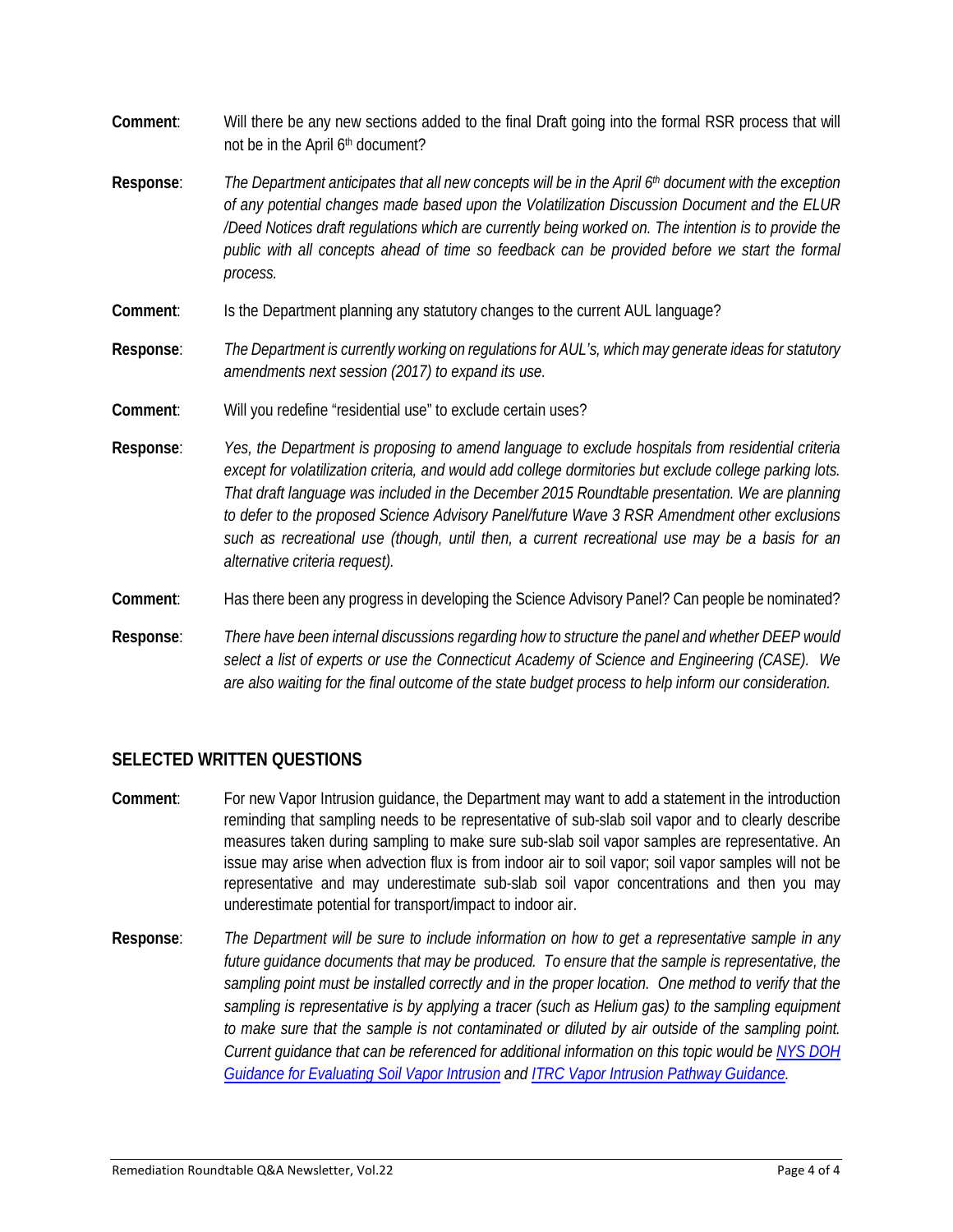**Comment**: Will there be any new sections added to the final Draft going into the formal RSR process that will not be in the April 6th document?

**Response**: *The Department anticipates that all new concepts will be in the April 6th document with the exception of any potential changes made based upon the Volatilization Discussion Document and the ELUR /Deed Notices draft regulations which are currently being worked on. The intention is to provide the public with all concepts ahead of time so feedback can be provided before we start the formal process.*

**Comment**: Is the Department planning any statutory changes to the current AUL language?

**Response**: *The Department is currently working on regulations for AUL's, which may generate ideas for statutory amendments next session (2017) to expand its use.*

**Comment**: Will you redefine "residential use" to exclude certain uses?

**Response**: *Yes, the Department is proposing to amend language to exclude hospitals from residential criteria except for volatilization criteria, and would add college dormitories but exclude college parking lots. That draft language was included in the December 2015 Roundtable presentation. We are planning to defer to the proposed Science Advisory Panel/future Wave 3 RSR Amendment other exclusions such as recreational use (though, until then, a current recreational use may be a basis for an alternative criteria request).*

**Comment**: Has there been any progress in developing the Science Advisory Panel? Can people be nominated?

**Response**: *There have been internal discussions regarding how to structure the panel and whether DEEP would select a list of experts or use the Connecticut Academy of Science and Engineering (CASE). We are also waiting for the final outcome of the state budget process to help inform our consideration.*

## SELECTED WRITTEN QUESTIONS

**Comment**: For new Vapor Intrusion guidance, the Department may want to add a statement in the introduction reminding that sampling needs to be representative of sub-slab soil vapor and to clearly describe measures taken during sampling to make sure sub-slab soil vapor samples are representative. An issue may arise when advection flux is from indoor air to soil vapor; soil vapor samples will not be representative and may underestimate sub-slab soil vapor concentrations and then you may underestimate potential for transport/impact to indoor air.

**Response**: *The Department will be sure to include information on how to get a representative sample in any future guidance documents that may be produced. To ensure that the sample is representative, the sampling point must be installed correctly and in the proper location. One method to verify that the sampling is representative is by applying a tracer (such as Helium gas) to the sampling equipment to make sure that the sample is not contaminated or diluted by air outside of the sampling point. Current guidance that can be referenced for additional information on this topic would be NYS DOH Guidance for Evaluating Soil Vapor Intrusion and ITRC Vapor Intrusion Pathway Guidance.*